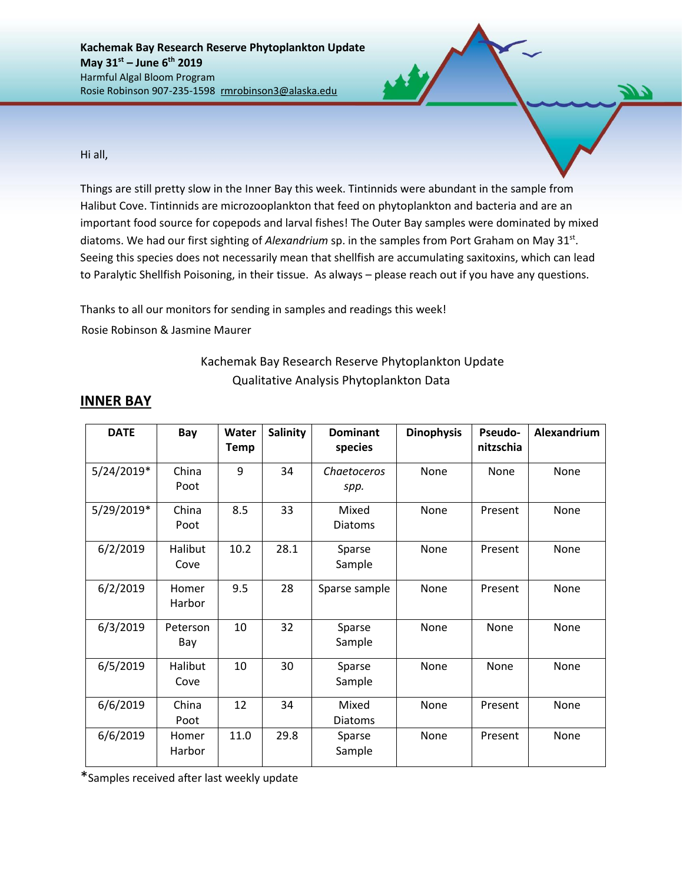**Kachemak Bay Research Reserve Phytoplankton Update**
**May 31st – June 6th 2019**
Harmful Algal Bloom Program
Rosie Robinson 907-235-1598 rmrobinson3@alaska.edu

Hi all,

Things are still pretty slow in the Inner Bay this week. Tintinnids were abundant in the sample from Halibut Cove. Tintinnids are microzooplankton that feed on phytoplankton and bacteria and are an important food source for copepods and larval fishes! The Outer Bay samples were dominated by mixed diatoms. We had our first sighting of *Alexandrium* sp. in the samples from Port Graham on May 31st. Seeing this species does not necessarily mean that shellfish are accumulating saxitoxins, which can lead to Paralytic Shellfish Poisoning, in their tissue. As always – please reach out if you have any questions.

Thanks to all our monitors for sending in samples and readings this week!
Rosie Robinson & Jasmine Maurer

Kachemak Bay Research Reserve Phytoplankton Update
Qualitative Analysis Phytoplankton Data

## INNER BAY

| DATE | Bay | Water Temp | Salinity | Dominant species | Dinophysis | Pseudo-nitzschia | Alexandrium |
|---|---|---|---|---|---|---|---|
| 5/24/2019* | China Poot | 9 | 34 | *Chaetoceros spp.* | None | None | None |
| 5/29/2019* | China Poot | 8.5 | 33 | Mixed Diatoms | None | Present | None |
| 6/2/2019 | Halibut Cove | 10.2 | 28.1 | Sparse Sample | None | Present | None |
| 6/2/2019 | Homer Harbor | 9.5 | 28 | Sparse sample | None | Present | None |
| 6/3/2019 | Peterson Bay | 10 | 32 | Sparse Sample | None | None | None |
| 6/5/2019 | Halibut Cove | 10 | 30 | Sparse Sample | None | None | None |
| 6/6/2019 | China Poot | 12 | 34 | Mixed Diatoms | None | Present | None |
| 6/6/2019 | Homer Harbor | 11.0 | 29.8 | Sparse Sample | None | Present | None |

*Samples received after last weekly update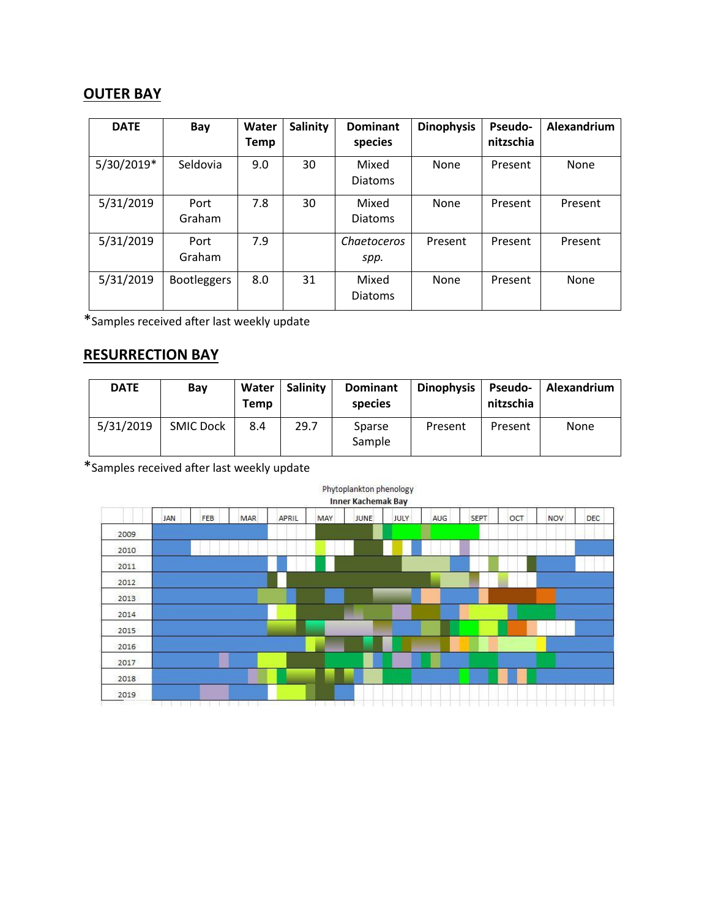## OUTER BAY

| DATE | Bay | Water Temp | Salinity | Dominant species | Dinophysis | Pseudo-nitzschia | Alexandrium |
|---|---|---|---|---|---|---|---|
| 5/30/2019* | Seldovia | 9.0 | 30 | Mixed Diatoms | None | Present | None |
| 5/31/2019 | Port Graham | 7.8 | 30 | Mixed Diatoms | None | Present | Present |
| 5/31/2019 | Port Graham | 7.9 | | *Chaetoceros spp.* | Present | Present | Present |
| 5/31/2019 | Bootleggers | 8.0 | 31 | Mixed Diatoms | None | Present | None |

*Samples received after last weekly update

## RESURRECTION BAY

| DATE | Bay | Water Temp | Salinity | Dominant species | Dinophysis | Pseudo-nitzschia | Alexandrium |
|---|---|---|---|---|---|---|---|
| 5/31/2019 | SMIC Dock | 8.4 | 29.7 | Sparse Sample | Present | Present | None |

*Samples received after last weekly update

Phytoplankton phenology
Inner Kachemak Bay

JAN FEB MAR APRIL MAY JUNE JULY AUG SEPT OCT NOV DEC

2009
2010
2011
2012
2013
2014
2015
2016
2017
2018
2019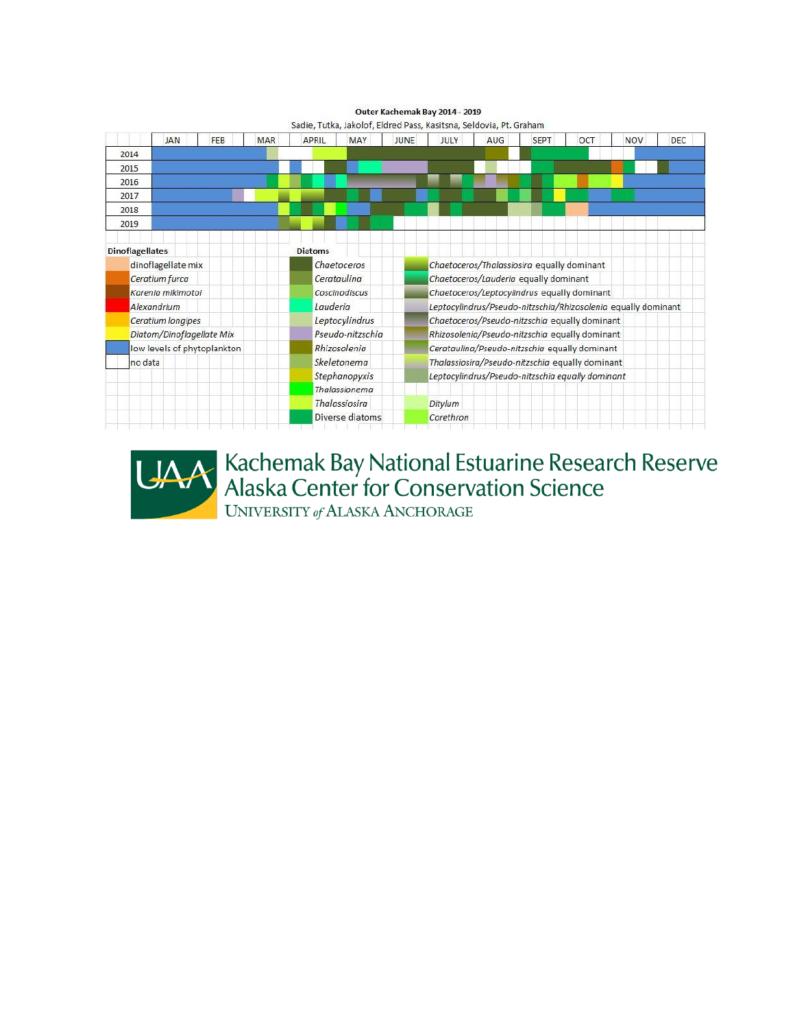Outer Kachemak Bay 2014 - 2019

Sadie, Tutka, Jakolof, Eldred Pass, Kasitsna, Seldovia, Pt. Graham

JAN FEB MAR APRIL MAY JUNE JULY AUG SEPT OCT NOV DEC

2014
2015
2016
2017
2018
2019

Dinoflagellates

- dinoflagellate mix
- *Ceratium furca*
- *Karenia mikimotoi*
- *Alexandrium*
- *Ceratium longipes*
- *Diatom/Dinoflagellate Mix*
- low levels of phytoplankton
- no data

Diatoms

- *Chaetoceros*
- *Cerataulina*
- *Coscinodiscus*
- *Lauderia*
- *Leptocylindrus*
- *Pseudo-nitzschia*
- *Rhizosolenia*
- *Skeletonema*
- *Stephanopyxis*
- *Thalassionema*
- *Thalassiosira*
- Diverse diatoms
- *Chaetoceros/Thalassiosira* equally dominant
- *Chaetoceros/Lauderia* equally dominant
- *Chaetoceros/Leptocylindrus* equally dominant
- *Leptocylindrus/Pseudo-nitzschia/Rhizosolenia* equally dominant
- *Chaetoceros/Pseudo-nitzschia* equally dominant
- *Rhizosolenia/Pseudo-nitzschia* equally dominant
- *Cerataulina/Pseudo-nitzschia* equally dominant
- *Thalassiosira/Pseudo-nitzschia* equally dominant
- *Leptocylindrus/Pseudo-nitzschia* equally dominant
- *Ditylum*
- *Corethron*

UAA Kachemak Bay National Estuarine Research Reserve

Alaska Center for Conservation Science

UNIVERSITY *of* ALASKA ANCHORAGE